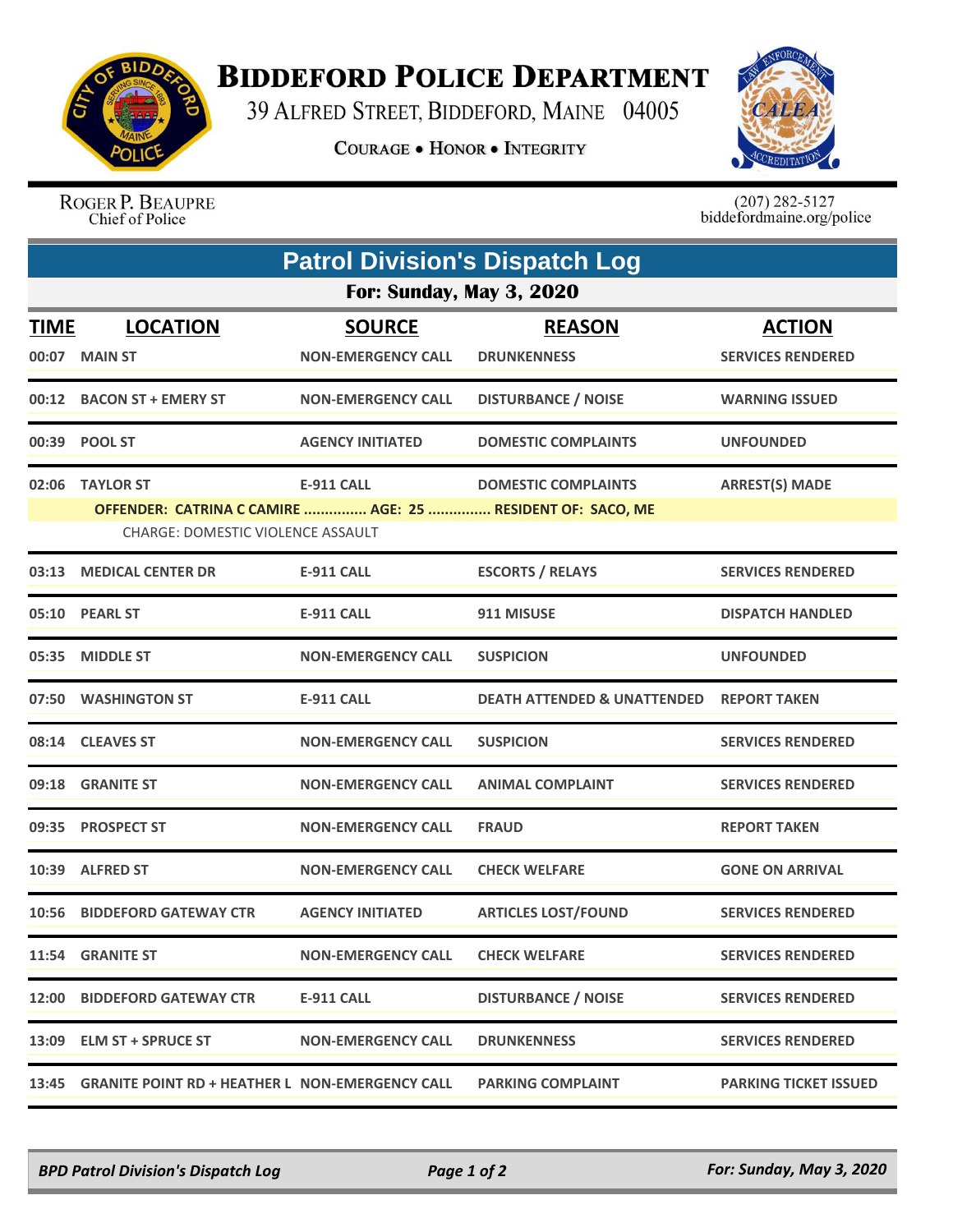# BIDDEFORD POLICE DEPARTMENT

39 ALFRED STREET, BIDDEFORD, MAINE 04005

COURAGE • HONOR • INTEGRITY

ROGER P. BEAUPRE
Chief of Police

(207) 282-5127
biddefordmaine.org/police

## Patrol Division's Dispatch Log

### For: Sunday, May 3, 2020

| TIME | LOCATION | SOURCE | REASON | ACTION |
|---|---|---|---|---|
| 00:07 | MAIN ST | NON-EMERGENCY CALL | DRUNKENNESS | SERVICES RENDERED |
| 00:12 | BACON ST + EMERY ST | NON-EMERGENCY CALL | DISTURBANCE / NOISE | WARNING ISSUED |
| 00:39 | POOL ST | AGENCY INITIATED | DOMESTIC COMPLAINTS | UNFOUNDED |
| 02:06 | TAYLOR ST | E-911 CALL | DOMESTIC COMPLAINTS | ARREST(S) MADE |
| | OFFENDER: CATRINA C CAMIRE ............... AGE: 25 ............... RESIDENT OF: SACO, ME | | | |
| | CHARGE: DOMESTIC VIOLENCE ASSAULT | | | |
| 03:13 | MEDICAL CENTER DR | E-911 CALL | ESCORTS / RELAYS | SERVICES RENDERED |
| 05:10 | PEARL ST | E-911 CALL | 911 MISUSE | DISPATCH HANDLED |
| 05:35 | MIDDLE ST | NON-EMERGENCY CALL | SUSPICION | UNFOUNDED |
| 07:50 | WASHINGTON ST | E-911 CALL | DEATH ATTENDED & UNATTENDED | REPORT TAKEN |
| 08:14 | CLEAVES ST | NON-EMERGENCY CALL | SUSPICION | SERVICES RENDERED |
| 09:18 | GRANITE ST | NON-EMERGENCY CALL | ANIMAL COMPLAINT | SERVICES RENDERED |
| 09:35 | PROSPECT ST | NON-EMERGENCY CALL | FRAUD | REPORT TAKEN |
| 10:39 | ALFRED ST | NON-EMERGENCY CALL | CHECK WELFARE | GONE ON ARRIVAL |
| 10:56 | BIDDEFORD GATEWAY CTR | AGENCY INITIATED | ARTICLES LOST/FOUND | SERVICES RENDERED |
| 11:54 | GRANITE ST | NON-EMERGENCY CALL | CHECK WELFARE | SERVICES RENDERED |
| 12:00 | BIDDEFORD GATEWAY CTR | E-911 CALL | DISTURBANCE / NOISE | SERVICES RENDERED |
| 13:09 | ELM ST + SPRUCE ST | NON-EMERGENCY CALL | DRUNKENNESS | SERVICES RENDERED |
| 13:45 | GRANITE POINT RD + HEATHER L | NON-EMERGENCY CALL | PARKING COMPLAINT | PARKING TICKET ISSUED |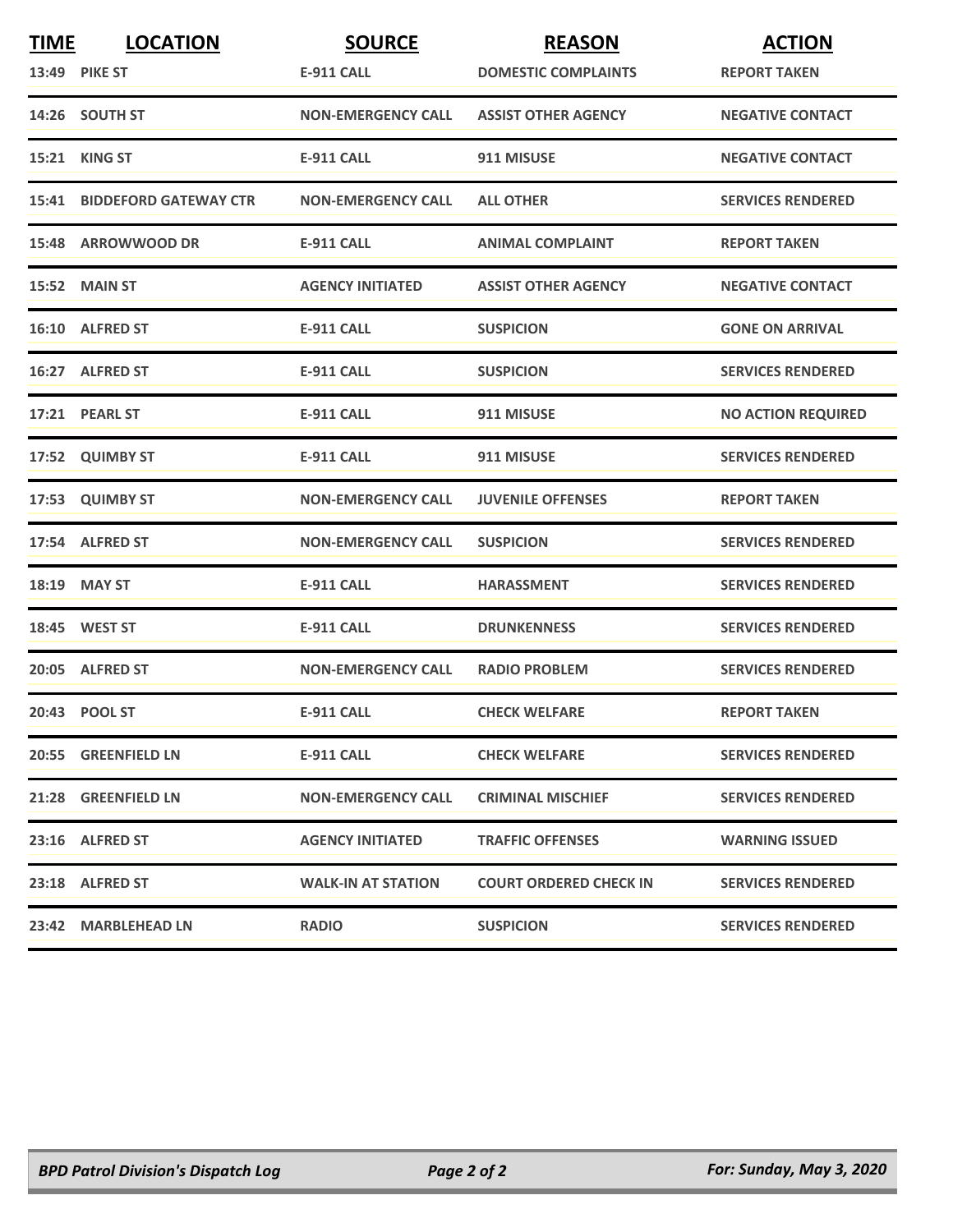| TIME | LOCATION | SOURCE | REASON | ACTION |
|---|---|---|---|---|
| 13:49 | PIKE ST | E-911 CALL | DOMESTIC COMPLAINTS | REPORT TAKEN |
| 14:26 | SOUTH ST | NON-EMERGENCY CALL | ASSIST OTHER AGENCY | NEGATIVE CONTACT |
| 15:21 | KING ST | E-911 CALL | 911 MISUSE | NEGATIVE CONTACT |
| 15:41 | BIDDEFORD GATEWAY CTR | NON-EMERGENCY CALL | ALL OTHER | SERVICES RENDERED |
| 15:48 | ARROWWOOD DR | E-911 CALL | ANIMAL COMPLAINT | REPORT TAKEN |
| 15:52 | MAIN ST | AGENCY INITIATED | ASSIST OTHER AGENCY | NEGATIVE CONTACT |
| 16:10 | ALFRED ST | E-911 CALL | SUSPICION | GONE ON ARRIVAL |
| 16:27 | ALFRED ST | E-911 CALL | SUSPICION | SERVICES RENDERED |
| 17:21 | PEARL ST | E-911 CALL | 911 MISUSE | NO ACTION REQUIRED |
| 17:52 | QUIMBY ST | E-911 CALL | 911 MISUSE | SERVICES RENDERED |
| 17:53 | QUIMBY ST | NON-EMERGENCY CALL | JUVENILE OFFENSES | REPORT TAKEN |
| 17:54 | ALFRED ST | NON-EMERGENCY CALL | SUSPICION | SERVICES RENDERED |
| 18:19 | MAY ST | E-911 CALL | HARASSMENT | SERVICES RENDERED |
| 18:45 | WEST ST | E-911 CALL | DRUNKENNESS | SERVICES RENDERED |
| 20:05 | ALFRED ST | NON-EMERGENCY CALL | RADIO PROBLEM | SERVICES RENDERED |
| 20:43 | POOL ST | E-911 CALL | CHECK WELFARE | REPORT TAKEN |
| 20:55 | GREENFIELD LN | E-911 CALL | CHECK WELFARE | SERVICES RENDERED |
| 21:28 | GREENFIELD LN | NON-EMERGENCY CALL | CRIMINAL MISCHIEF | SERVICES RENDERED |
| 23:16 | ALFRED ST | AGENCY INITIATED | TRAFFIC OFFENSES | WARNING ISSUED |
| 23:18 | ALFRED ST | WALK-IN AT STATION | COURT ORDERED CHECK IN | SERVICES RENDERED |
| 23:42 | MARBLEHEAD LN | RADIO | SUSPICION | SERVICES RENDERED |